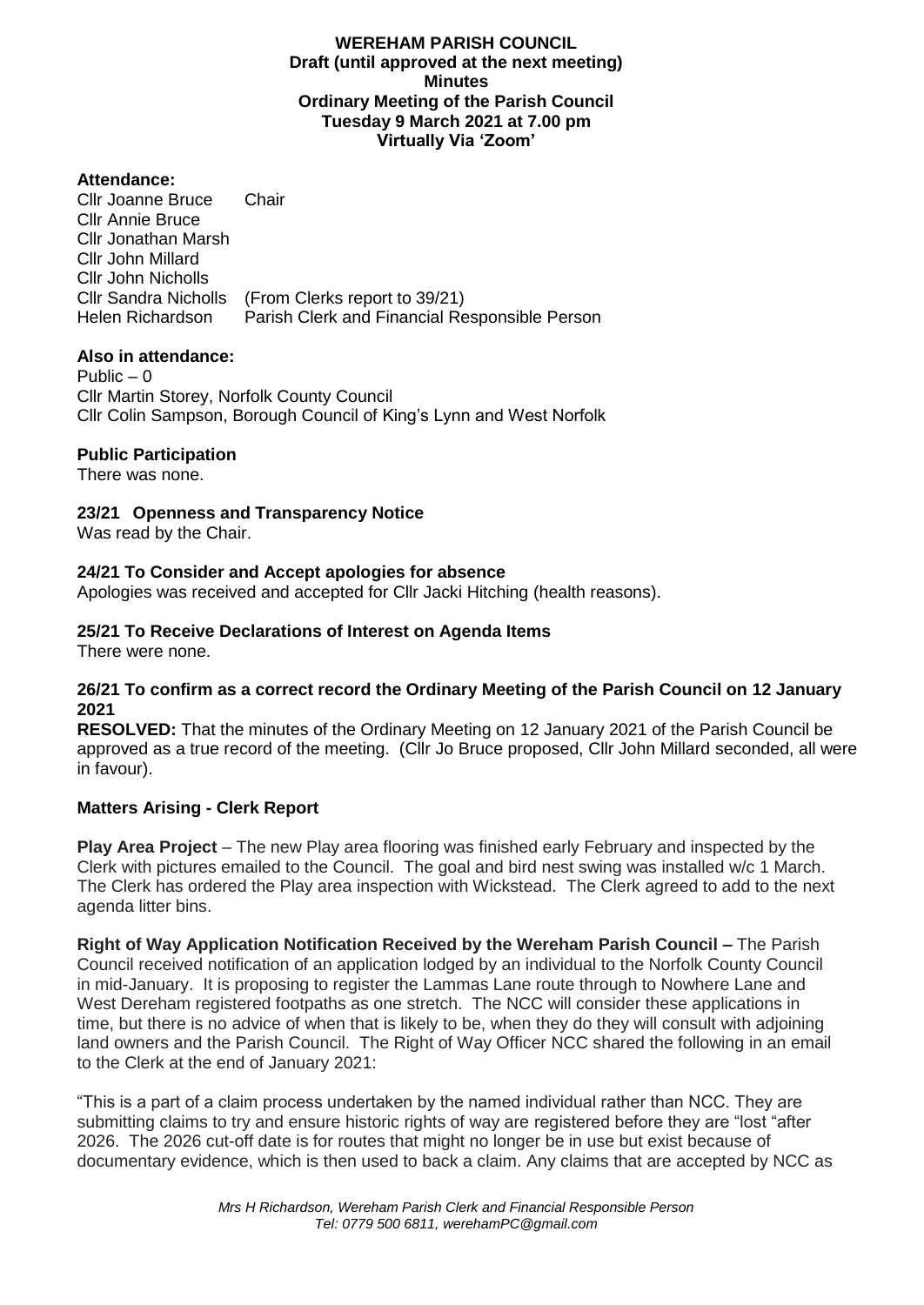# WEREHAM PARISH COUNCIL

**Draft (until approved at the next meeting)**
**Minutes**
**Ordinary Meeting of the Parish Council**
**Tuesday 9 March 2021 at 7.00 pm**
**Virtually Via 'Zoom'**

**Attendance:**

Cllr Joanne Bruce Chair
Cllr Annie Bruce
Cllr Jonathan Marsh
Cllr John Millard
Cllr John Nicholls
Cllr Sandra Nicholls (From Clerks report to 39/21)
Helen Richardson Parish Clerk and Financial Responsible Person

**Also in attendance:**

Public – 0
Cllr Martin Storey, Norfolk County Council
Cllr Colin Sampson, Borough Council of King's Lynn and West Norfolk

**Public Participation**

There was none.

**23/21 Openness and Transparency Notice**

Was read by the Chair.

**24/21 To Consider and Accept apologies for absence**

Apologies was received and accepted for Cllr Jacki Hitching (health reasons).

**25/21 To Receive Declarations of Interest on Agenda Items**

There were none.

**26/21 To confirm as a correct record the Ordinary Meeting of the Parish Council on 12 January 2021**

**RESOLVED:** That the minutes of the Ordinary Meeting on 12 January 2021 of the Parish Council be approved as a true record of the meeting. (Cllr Jo Bruce proposed, Cllr John Millard seconded, all were in favour).

**Matters Arising - Clerk Report**

**Play Area Project** – The new Play area flooring was finished early February and inspected by the Clerk with pictures emailed to the Council. The goal and bird nest swing was installed w/c 1 March. The Clerk has ordered the Play area inspection with Wickstead. The Clerk agreed to add to the next agenda litter bins.

**Right of Way Application Notification Received by the Wereham Parish Council –** The Parish Council received notification of an application lodged by an individual to the Norfolk County Council in mid-January. It is proposing to register the Lammas Lane route through to Nowhere Lane and West Dereham registered footpaths as one stretch. The NCC will consider these applications in time, but there is no advice of when that is likely to be, when they do they will consult with adjoining land owners and the Parish Council. The Right of Way Officer NCC shared the following in an email to the Clerk at the end of January 2021:

"This is a part of a claim process undertaken by the named individual rather than NCC. They are submitting claims to try and ensure historic rights of way are registered before they are "lost "after 2026. The 2026 cut-off date is for routes that might no longer be in use but exist because of documentary evidence, which is then used to back a claim. Any claims that are accepted by NCC as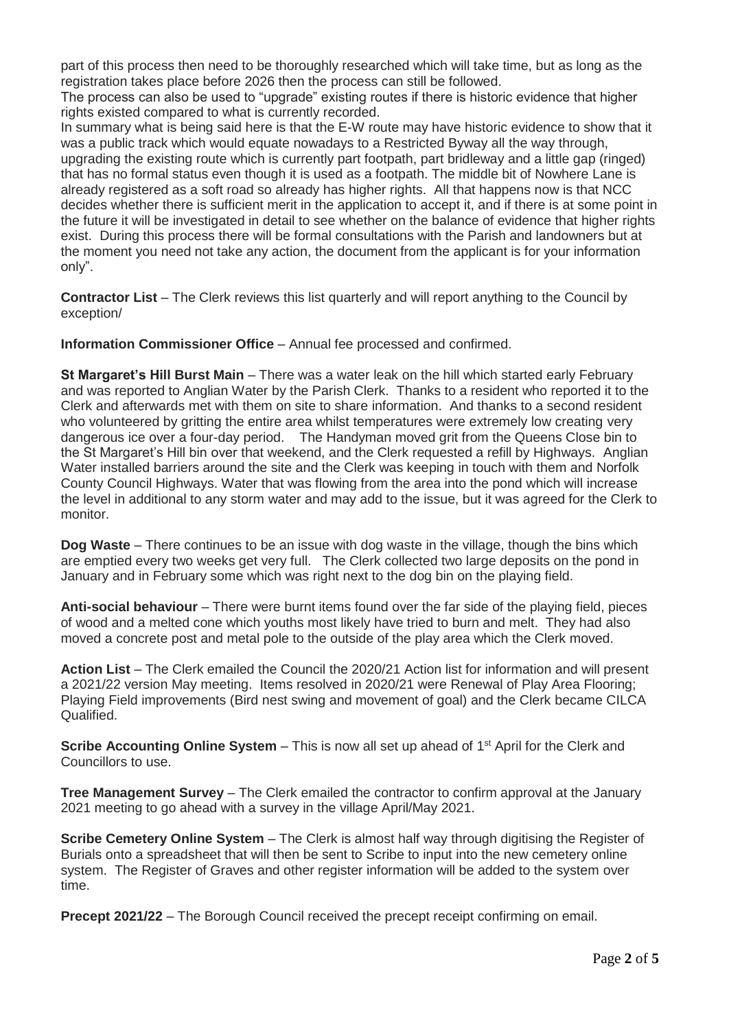part of this process then need to be thoroughly researched which will take time, but as long as the registration takes place before 2026 then the process can still be followed.

The process can also be used to "upgrade" existing routes if there is historic evidence that higher rights existed compared to what is currently recorded.

In summary what is being said here is that the E-W route may have historic evidence to show that it was a public track which would equate nowadays to a Restricted Byway all the way through, upgrading the existing route which is currently part footpath, part bridleway and a little gap (ringed) that has no formal status even though it is used as a footpath. The middle bit of Nowhere Lane is already registered as a soft road so already has higher rights. All that happens now is that NCC decides whether there is sufficient merit in the application to accept it, and if there is at some point in the future it will be investigated in detail to see whether on the balance of evidence that higher rights exist. During this process there will be formal consultations with the Parish and landowners but at the moment you need not take any action, the document from the applicant is for your information only".

**Contractor List** – The Clerk reviews this list quarterly and will report anything to the Council by exception/

**Information Commissioner Office** – Annual fee processed and confirmed.

**St Margaret's Hill Burst Main** – There was a water leak on the hill which started early February and was reported to Anglian Water by the Parish Clerk. Thanks to a resident who reported it to the Clerk and afterwards met with them on site to share information. And thanks to a second resident who volunteered by gritting the entire area whilst temperatures were extremely low creating very dangerous ice over a four-day period. The Handyman moved grit from the Queens Close bin to the St Margaret's Hill bin over that weekend, and the Clerk requested a refill by Highways. Anglian Water installed barriers around the site and the Clerk was keeping in touch with them and Norfolk County Council Highways. Water that was flowing from the area into the pond which will increase the level in additional to any storm water and may add to the issue, but it was agreed for the Clerk to monitor.

**Dog Waste** – There continues to be an issue with dog waste in the village, though the bins which are emptied every two weeks get very full. The Clerk collected two large deposits on the pond in January and in February some which was right next to the dog bin on the playing field.

**Anti-social behaviour** – There were burnt items found over the far side of the playing field, pieces of wood and a melted cone which youths most likely have tried to burn and melt. They had also moved a concrete post and metal pole to the outside of the play area which the Clerk moved.

**Action List** – The Clerk emailed the Council the 2020/21 Action list for information and will present a 2021/22 version May meeting. Items resolved in 2020/21 were Renewal of Play Area Flooring; Playing Field improvements (Bird nest swing and movement of goal) and the Clerk became CILCA Qualified.

**Scribe Accounting Online System** – This is now all set up ahead of 1st April for the Clerk and Councillors to use.

**Tree Management Survey** – The Clerk emailed the contractor to confirm approval at the January 2021 meeting to go ahead with a survey in the village April/May 2021.

**Scribe Cemetery Online System** – The Clerk is almost half way through digitising the Register of Burials onto a spreadsheet that will then be sent to Scribe to input into the new cemetery online system. The Register of Graves and other register information will be added to the system over time.

**Precept 2021/22** – The Borough Council received the precept receipt confirming on email.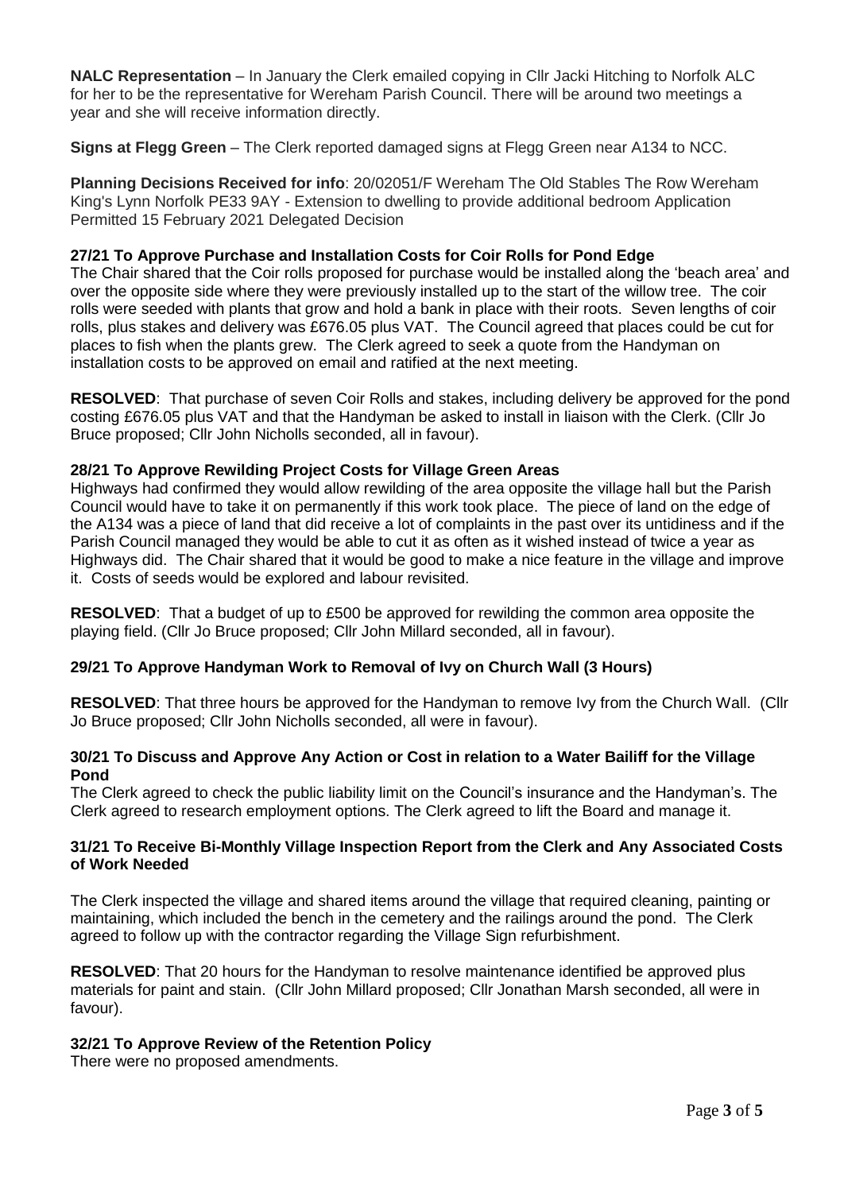**NALC Representation** – In January the Clerk emailed copying in Cllr Jacki Hitching to Norfolk ALC for her to be the representative for Wereham Parish Council. There will be around two meetings a year and she will receive information directly.

**Signs at Flegg Green** – The Clerk reported damaged signs at Flegg Green near A134 to NCC.

**Planning Decisions Received for info**: 20/02051/F Wereham The Old Stables The Row Wereham King's Lynn Norfolk PE33 9AY - Extension to dwelling to provide additional bedroom Application Permitted 15 February 2021 Delegated Decision

### 27/21 To Approve Purchase and Installation Costs for Coir Rolls for Pond Edge

The Chair shared that the Coir rolls proposed for purchase would be installed along the 'beach area' and over the opposite side where they were previously installed up to the start of the willow tree. The coir rolls were seeded with plants that grow and hold a bank in place with their roots. Seven lengths of coir rolls, plus stakes and delivery was £676.05 plus VAT. The Council agreed that places could be cut for places to fish when the plants grew. The Clerk agreed to seek a quote from the Handyman on installation costs to be approved on email and ratified at the next meeting.

**RESOLVED**: That purchase of seven Coir Rolls and stakes, including delivery be approved for the pond costing £676.05 plus VAT and that the Handyman be asked to install in liaison with the Clerk. (Cllr Jo Bruce proposed; Cllr John Nicholls seconded, all in favour).

### 28/21 To Approve Rewilding Project Costs for Village Green Areas

Highways had confirmed they would allow rewilding of the area opposite the village hall but the Parish Council would have to take it on permanently if this work took place. The piece of land on the edge of the A134 was a piece of land that did receive a lot of complaints in the past over its untidiness and if the Parish Council managed they would be able to cut it as often as it wished instead of twice a year as Highways did. The Chair shared that it would be good to make a nice feature in the village and improve it. Costs of seeds would be explored and labour revisited.

**RESOLVED**: That a budget of up to £500 be approved for rewilding the common area opposite the playing field. (Cllr Jo Bruce proposed; Cllr John Millard seconded, all in favour).

### 29/21 To Approve Handyman Work to Removal of Ivy on Church Wall (3 Hours)

**RESOLVED**: That three hours be approved for the Handyman to remove Ivy from the Church Wall. (Cllr Jo Bruce proposed; Cllr John Nicholls seconded, all were in favour).

### 30/21 To Discuss and Approve Any Action or Cost in relation to a Water Bailiff for the Village Pond

The Clerk agreed to check the public liability limit on the Council's insurance and the Handyman's. The Clerk agreed to research employment options. The Clerk agreed to lift the Board and manage it.

### 31/21 To Receive Bi-Monthly Village Inspection Report from the Clerk and Any Associated Costs of Work Needed

The Clerk inspected the village and shared items around the village that required cleaning, painting or maintaining, which included the bench in the cemetery and the railings around the pond. The Clerk agreed to follow up with the contractor regarding the Village Sign refurbishment.

**RESOLVED**: That 20 hours for the Handyman to resolve maintenance identified be approved plus materials for paint and stain. (Cllr John Millard proposed; Cllr Jonathan Marsh seconded, all were in favour).

### 32/21 To Approve Review of the Retention Policy

There were no proposed amendments.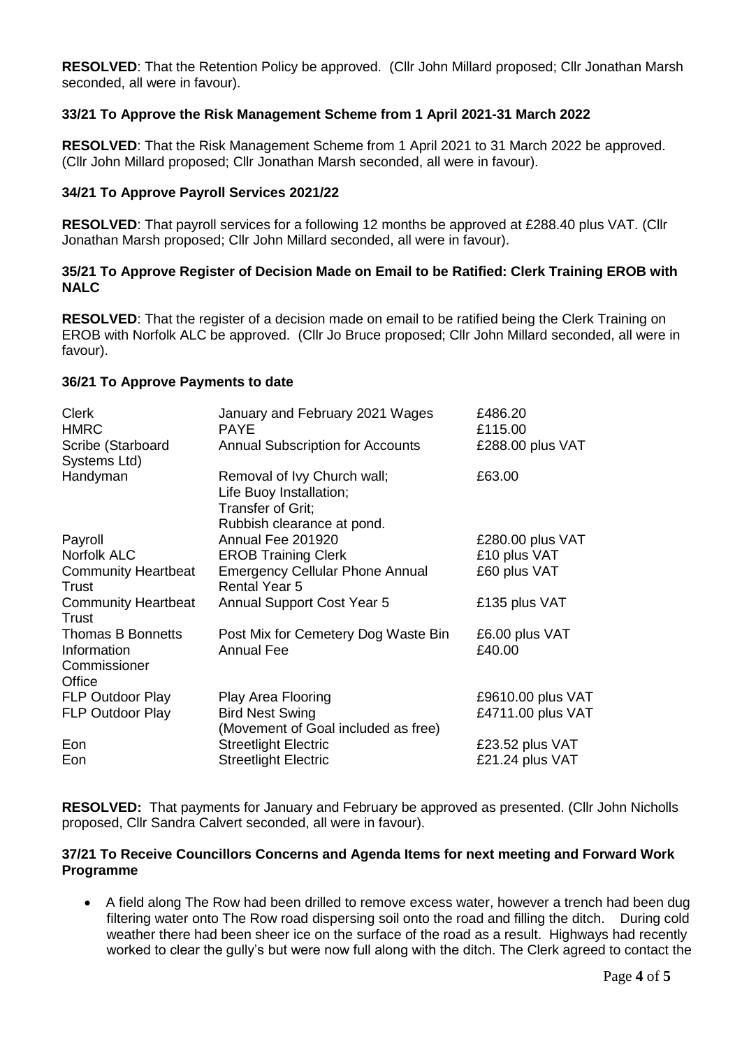**RESOLVED**: That the Retention Policy be approved. (Cllr John Millard proposed; Cllr Jonathan Marsh seconded, all were in favour).

### 33/21 To Approve the Risk Management Scheme from 1 April 2021-31 March 2022

**RESOLVED**: That the Risk Management Scheme from 1 April 2021 to 31 March 2022 be approved. (Cllr John Millard proposed; Cllr Jonathan Marsh seconded, all were in favour).

### 34/21 To Approve Payroll Services 2021/22

**RESOLVED**: That payroll services for a following 12 months be approved at £288.40 plus VAT. (Cllr Jonathan Marsh proposed; Cllr John Millard seconded, all were in favour).

### 35/21 To Approve Register of Decision Made on Email to be Ratified: Clerk Training EROB with NALC

**RESOLVED**: That the register of a decision made on email to be ratified being the Clerk Training on EROB with Norfolk ALC be approved. (Cllr Jo Bruce proposed; Cllr John Millard seconded, all were in favour).

### 36/21 To Approve Payments to date

| | | |
|---|---|---|
| Clerk | January and February 2021 Wages | £486.20 |
| HMRC | PAYE | £115.00 |
| Scribe (Starboard Systems Ltd) | Annual Subscription for Accounts | £288.00 plus VAT |
| Handyman | Removal of Ivy Church wall; Life Buoy Installation; Transfer of Grit; Rubbish clearance at pond. | £63.00 |
| Payroll | Annual Fee 201920 | £280.00 plus VAT |
| Norfolk ALC | EROB Training Clerk | £10 plus VAT |
| Community Heartbeat Trust | Emergency Cellular Phone Annual Rental Year 5 | £60 plus VAT |
| Community Heartbeat Trust | Annual Support Cost Year 5 | £135 plus VAT |
| Thomas B Bonnetts | Post Mix for Cemetery Dog Waste Bin | £6.00 plus VAT |
| Information Commissioner Office | Annual Fee | £40.00 |
| FLP Outdoor Play | Play Area Flooring | £9610.00 plus VAT |
| FLP Outdoor Play | Bird Nest Swing (Movement of Goal included as free) | £4711.00 plus VAT |
| Eon | Streetlight Electric | £23.52 plus VAT |
| Eon | Streetlight Electric | £21.24 plus VAT |

**RESOLVED:** That payments for January and February be approved as presented. (Cllr John Nicholls proposed, Cllr Sandra Calvert seconded, all were in favour).

### 37/21 To Receive Councillors Concerns and Agenda Items for next meeting and Forward Work Programme

- A field along The Row had been drilled to remove excess water, however a trench had been dug filtering water onto The Row road dispersing soil onto the road and filling the ditch. During cold weather there had been sheer ice on the surface of the road as a result. Highways had recently worked to clear the gully's but were now full along with the ditch. The Clerk agreed to contact the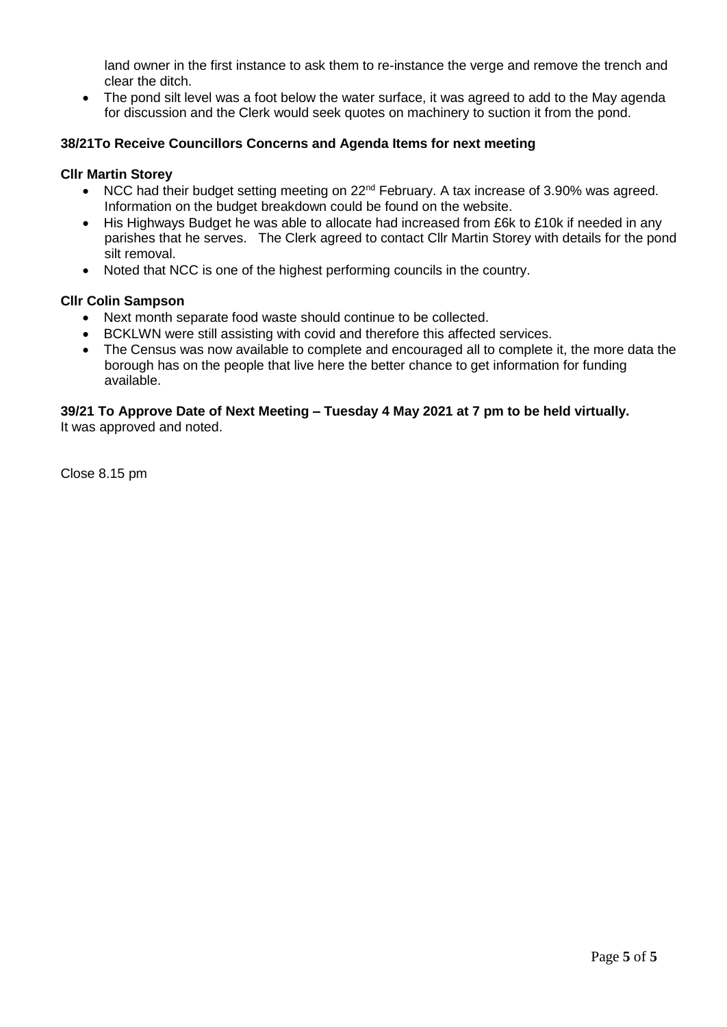land owner in the first instance to ask them to re-instance the verge and remove the trench and clear the ditch.

- The pond silt level was a foot below the water surface, it was agreed to add to the May agenda for discussion and the Clerk would seek quotes on machinery to suction it from the pond.

**38/21To Receive Councillors Concerns and Agenda Items for next meeting**

**Cllr Martin Storey**

- NCC had their budget setting meeting on 22nd February. A tax increase of 3.90% was agreed. Information on the budget breakdown could be found on the website.
- His Highways Budget he was able to allocate had increased from £6k to £10k if needed in any parishes that he serves. The Clerk agreed to contact Cllr Martin Storey with details for the pond silt removal.
- Noted that NCC is one of the highest performing councils in the country.

**Cllr Colin Sampson**

- Next month separate food waste should continue to be collected.
- BCKLWN were still assisting with covid and therefore this affected services.
- The Census was now available to complete and encouraged all to complete it, the more data the borough has on the people that live here the better chance to get information for funding available.

**39/21 To Approve Date of Next Meeting – Tuesday 4 May 2021 at 7 pm to be held virtually.**
It was approved and noted.

Close 8.15 pm